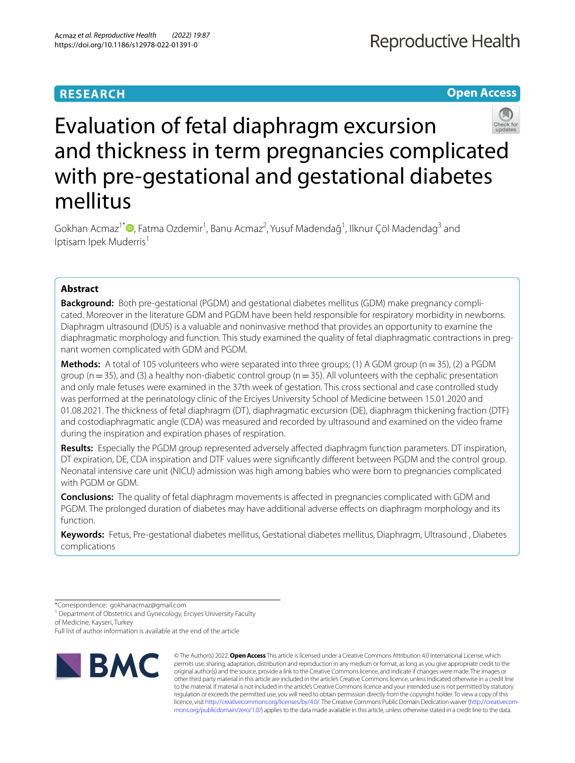RESEARCH

Open Access

# Evaluation of fetal diaphragm excursion and thickness in term pregnancies complicated with pre-gestational and gestational diabetes mellitus

Gokhan Acmaz[1*], Fatma Ozdemir[1], Banu Acmaz[2], Yusuf Madendağ[1], Ilknur Çöl Madendag[3] and Iptisam Ipek Muderris[1]

## Abstract

**Background:** Both pre-gestational (PGDM) and gestational diabetes mellitus (GDM) make pregnancy complicated. Moreover in the literature GDM and PGDM have been held responsible for respiratory morbidity in newborns. Diaphragm ultrasound (DUS) is a valuable and noninvasive method that provides an opportunity to examine the diaphragmatic morphology and function. This study examined the quality of fetal diaphragmatic contractions in pregnant women complicated with GDM and PGDM.

**Methods:** A total of 105 volunteers who were separated into three groups; (1) A GDM group (n = 35), (2) a PGDM group (n = 35), and (3) a healthy non-diabetic control group (n = 35). All volunteers with the cephalic presentation and only male fetuses were examined in the 37th week of gestation. This cross sectional and case controlled study was performed at the perinatology clinic of the Erciyes University School of Medicine between 15.01.2020 and 01.08.2021. The thickness of fetal diaphragm (DT), diaphragmatic excursion (DE), diaphragm thickening fraction (DTF) and costodiaphragmatic angle (CDA) was measured and recorded by ultrasound and examined on the video frame during the inspiration and expiration phases of respiration.

**Results:** Especially the PGDM group represented adversely affected diaphragm function parameters. DT inspiration, DT expiration, DE, CDA inspiration and DTF values were significantly different between PGDM and the control group. Neonatal intensive care unit (NICU) admission was high among babies who were born to pregnancies complicated with PGDM or GDM.

**Conclusions:** The quality of fetal diaphragm movements is affected in pregnancies complicated with GDM and PGDM. The prolonged duration of diabetes may have additional adverse effects on diaphragm morphology and its function.

**Keywords:** Fetus, Pre-gestational diabetes mellitus, Gestational diabetes mellitus, Diaphragm, Ultrasound , Diabetes complications

*Correspondence: gokhanacmaz@gmail.com

[1] Department of Obstetrics and Gynecology, Erciyes University Faculty of Medicine, Kayseri, Turkey

Full list of author information is available at the end of the article

© The Author(s) 2022. **Open Access** This article is licensed under a Creative Commons Attribution 4.0 International License, which permits use, sharing, adaptation, distribution and reproduction in any medium or format, as long as you give appropriate credit to the original author(s) and the source, provide a link to the Creative Commons licence, and indicate if changes were made. The images or other third party material in this article are included in the article's Creative Commons licence, unless indicated otherwise in a credit line to the material. If material is not included in the article's Creative Commons licence and your intended use is not permitted by statutory regulation or exceeds the permitted use, you will need to obtain permission directly from the copyright holder. To view a copy of this licence, visit http://creativecommons.org/licenses/by/4.0/. The Creative Commons Public Domain Dedication waiver (http://creativecommons.org/publicdomain/zero/1.0/) applies to the data made available in this article, unless otherwise stated in a credit line to the data.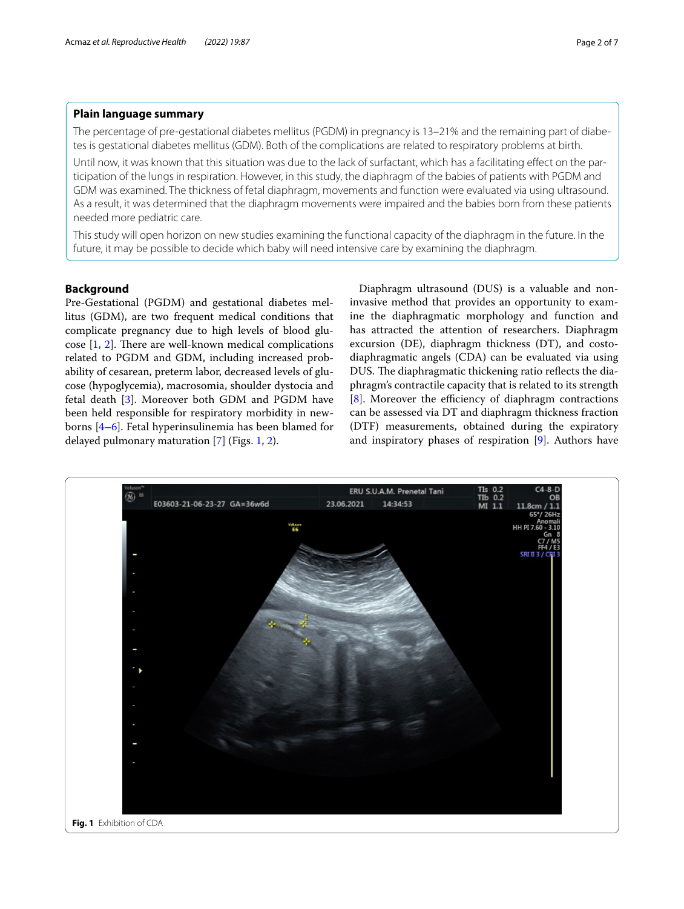## Plain language summary

The percentage of pre-gestational diabetes mellitus (PGDM) in pregnancy is 13–21% and the remaining part of diabetes is gestational diabetes mellitus (GDM). Both of the complications are related to respiratory problems at birth.

Until now, it was known that this situation was due to the lack of surfactant, which has a facilitating effect on the participation of the lungs in respiration. However, in this study, the diaphragm of the babies of patients with PGDM and GDM was examined. The thickness of fetal diaphragm, movements and function were evaluated via using ultrasound. As a result, it was determined that the diaphragm movements were impaired and the babies born from these patients needed more pediatric care.

This study will open horizon on new studies examining the functional capacity of the diaphragm in the future. In the future, it may be possible to decide which baby will need intensive care by examining the diaphragm.

## Background

Pre-Gestational (PGDM) and gestational diabetes mellitus (GDM), are two frequent medical conditions that complicate pregnancy due to high levels of blood glucose [1, 2]. There are well-known medical complications related to PGDM and GDM, including increased probability of cesarean, preterm labor, decreased levels of glucose (hypoglycemia), macrosomia, shoulder dystocia and fetal death [3]. Moreover both GDM and PGDM have been held responsible for respiratory morbidity in newborns [4–6]. Fetal hyperinsulinemia has been blamed for delayed pulmonary maturation [7] (Figs. 1, 2).

Diaphragm ultrasound (DUS) is a valuable and non-invasive method that provides an opportunity to examine the diaphragmatic morphology and function and has attracted the attention of researchers. Diaphragm excursion (DE), diaphragm thickness (DT), and costo-diaphragmatic angels (CDA) can be evaluated via using DUS. The diaphragmatic thickening ratio reflects the diaphragm's contractile capacity that is related to its strength [8]. Moreover the efficiency of diaphragm contractions can be assessed via DT and diaphragm thickness fraction (DTF) measurements, obtained during the expiratory and inspiratory phases of respiration [9]. Authors have

**Fig. 1** Exhibition of CDA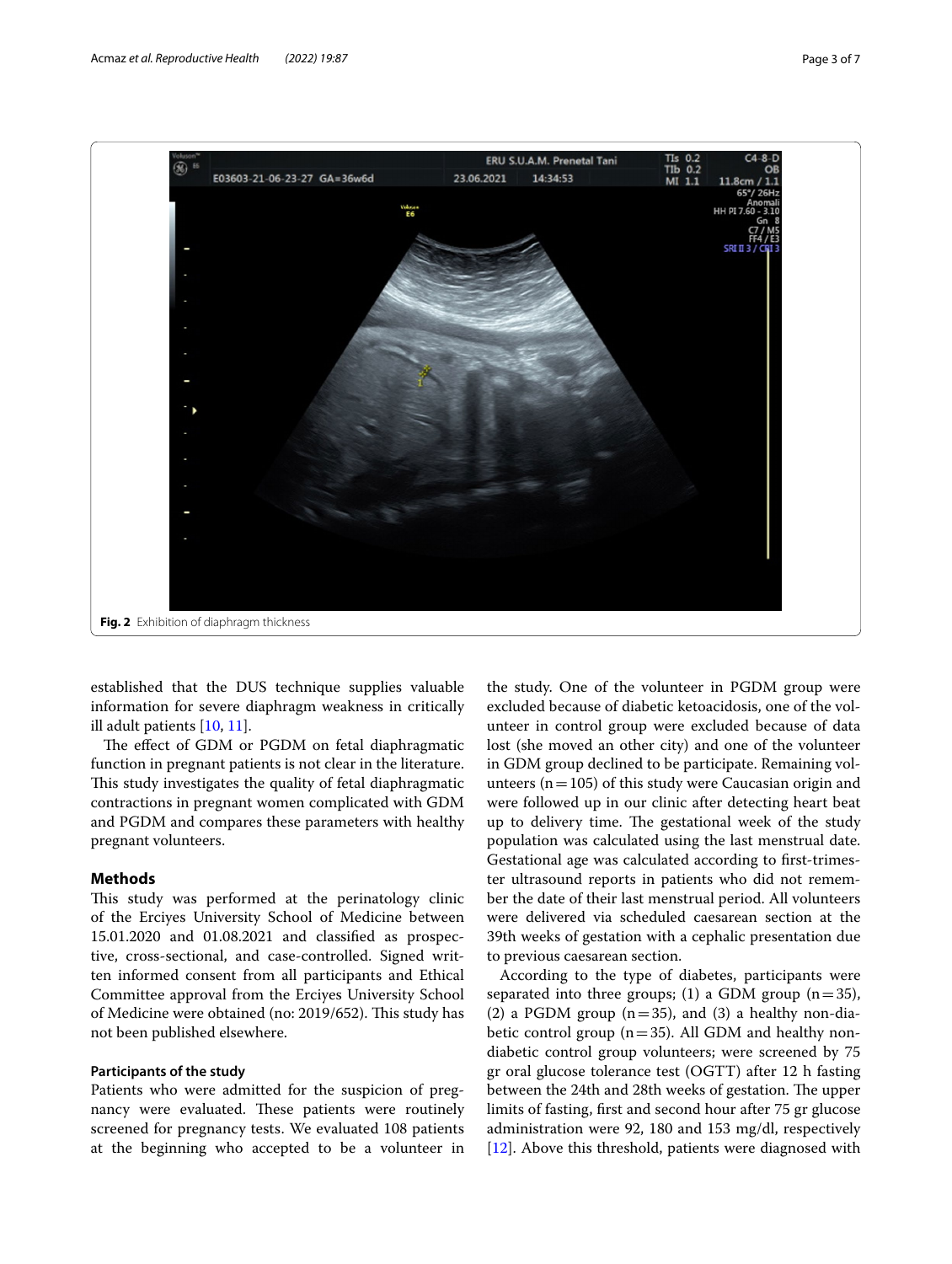Fig. 2 Exhibition of diaphragm thickness

established that the DUS technique supplies valuable information for severe diaphragm weakness in critically ill adult patients [10, 11].

The effect of GDM or PGDM on fetal diaphragmatic function in pregnant patients is not clear in the literature. This study investigates the quality of fetal diaphragmatic contractions in pregnant women complicated with GDM and PGDM and compares these parameters with healthy pregnant volunteers.

## Methods

This study was performed at the perinatology clinic of the Erciyes University School of Medicine between 15.01.2020 and 01.08.2021 and classified as prospective, cross-sectional, and case-controlled. Signed written informed consent from all participants and Ethical Committee approval from the Erciyes University School of Medicine were obtained (no: 2019/652). This study has not been published elsewhere.

### Participants of the study

Patients who were admitted for the suspicion of pregnancy were evaluated. These patients were routinely screened for pregnancy tests. We evaluated 108 patients at the beginning who accepted to be a volunteer in the study. One of the volunteer in PGDM group were excluded because of diabetic ketoacidosis, one of the volunteer in control group were excluded because of data lost (she moved an other city) and one of the volunteer in GDM group declined to be participate. Remaining volunteers (n = 105) of this study were Caucasian origin and were followed up in our clinic after detecting heart beat up to delivery time. The gestational week of the study population was calculated using the last menstrual date. Gestational age was calculated according to first-trimester ultrasound reports in patients who did not remember the date of their last menstrual period. All volunteers were delivered via scheduled caesarean section at the 39th weeks of gestation with a cephalic presentation due to previous caesarean section.

According to the type of diabetes, participants were separated into three groups; (1) a GDM group (n = 35), (2) a PGDM group (n = 35), and (3) a healthy non-diabetic control group (n = 35). All GDM and healthy non-diabetic control group volunteers; were screened by 75 gr oral glucose tolerance test (OGTT) after 12 h fasting between the 24th and 28th weeks of gestation. The upper limits of fasting, first and second hour after 75 gr glucose administration were 92, 180 and 153 mg/dl, respectively [12]. Above this threshold, patients were diagnosed with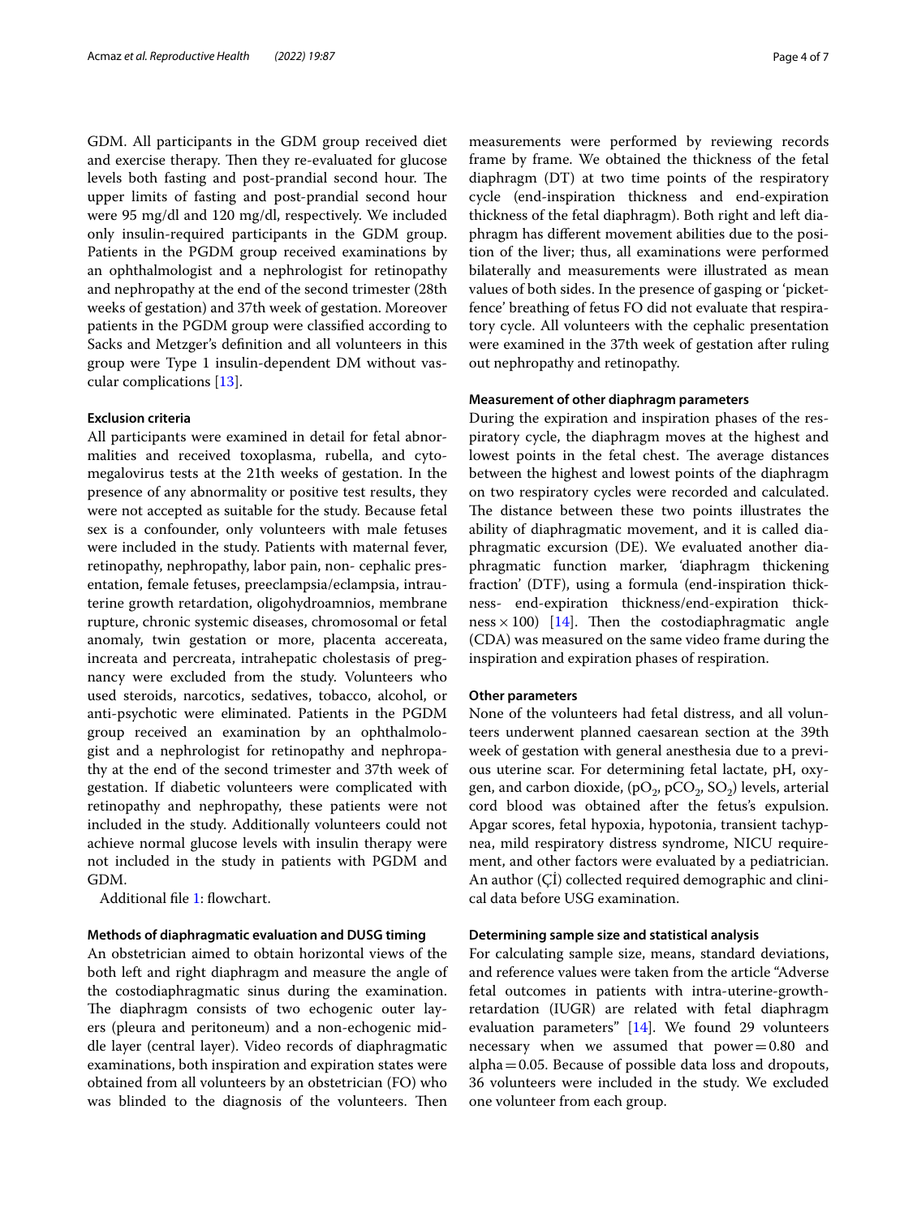GDM. All participants in the GDM group received diet and exercise therapy. Then they re-evaluated for glucose levels both fasting and post-prandial second hour. The upper limits of fasting and post-prandial second hour were 95 mg/dl and 120 mg/dl, respectively. We included only insulin-required participants in the GDM group. Patients in the PGDM group received examinations by an ophthalmologist and a nephrologist for retinopathy and nephropathy at the end of the second trimester (28th weeks of gestation) and 37th week of gestation. Moreover patients in the PGDM group were classified according to Sacks and Metzger's definition and all volunteers in this group were Type 1 insulin-dependent DM without vascular complications [13].

#### Exclusion criteria

All participants were examined in detail for fetal abnormalities and received toxoplasma, rubella, and cytomegalovirus tests at the 21th weeks of gestation. In the presence of any abnormality or positive test results, they were not accepted as suitable for the study. Because fetal sex is a confounder, only volunteers with male fetuses were included in the study. Patients with maternal fever, retinopathy, nephropathy, labor pain, non- cephalic presentation, female fetuses, preeclampsia/eclampsia, intrauterine growth retardation, oligohydroamnios, membrane rupture, chronic systemic diseases, chromosomal or fetal anomaly, twin gestation or more, placenta accereata, increata and percreata, intrahepatic cholestasis of pregnancy were excluded from the study. Volunteers who used steroids, narcotics, sedatives, tobacco, alcohol, or anti-psychotic were eliminated. Patients in the PGDM group received an examination by an ophthalmologist and a nephrologist for retinopathy and nephropathy at the end of the second trimester and 37th week of gestation. If diabetic volunteers were complicated with retinopathy and nephropathy, these patients were not included in the study. Additionally volunteers could not achieve normal glucose levels with insulin therapy were not included in the study in patients with PGDM and GDM.

Additional file 1: flowchart.

#### Methods of diaphragmatic evaluation and DUSG timing

An obstetrician aimed to obtain horizontal views of the both left and right diaphragm and measure the angle of the costodiaphragmatic sinus during the examination. The diaphragm consists of two echogenic outer layers (pleura and peritoneum) and a non-echogenic middle layer (central layer). Video records of diaphragmatic examinations, both inspiration and expiration states were obtained from all volunteers by an obstetrician (FO) who was blinded to the diagnosis of the volunteers. Then measurements were performed by reviewing records frame by frame. We obtained the thickness of the fetal diaphragm (DT) at two time points of the respiratory cycle (end-inspiration thickness and end-expiration thickness of the fetal diaphragm). Both right and left diaphragm has different movement abilities due to the position of the liver; thus, all examinations were performed bilaterally and measurements were illustrated as mean values of both sides. In the presence of gasping or 'picket-fence' breathing of fetus FO did not evaluate that respiratory cycle. All volunteers with the cephalic presentation were examined in the 37th week of gestation after ruling out nephropathy and retinopathy.

#### Measurement of other diaphragm parameters

During the expiration and inspiration phases of the respiratory cycle, the diaphragm moves at the highest and lowest points in the fetal chest. The average distances between the highest and lowest points of the diaphragm on two respiratory cycles were recorded and calculated. The distance between these two points illustrates the ability of diaphragmatic movement, and it is called diaphragmatic excursion (DE). We evaluated another diaphragmatic function marker, 'diaphragm thickening fraction' (DTF), using a formula (end-inspiration thickness- end-expiration thickness/end-expiration thickness $\times$ 100) [14]. Then the costodiaphragmatic angle (CDA) was measured on the same video frame during the inspiration and expiration phases of respiration.

#### Other parameters

None of the volunteers had fetal distress, and all volunteers underwent planned caesarean section at the 39th week of gestation with general anesthesia due to a previous uterine scar. For determining fetal lactate, pH, oxygen, and carbon dioxide, ($pO_2$, $pCO_2$, $SO_2$) levels, arterial cord blood was obtained after the fetus's expulsion. Apgar scores, fetal hypoxia, hypotonia, transient tachypnea, mild respiratory distress syndrome, NICU requirement, and other factors were evaluated by a pediatrician. An author (Çİ) collected required demographic and clinical data before USG examination.

#### Determining sample size and statistical analysis

For calculating sample size, means, standard deviations, and reference values were taken from the article "Adverse fetal outcomes in patients with intra-uterine-growth-retardation (IUGR) are related with fetal diaphragm evaluation parameters" [14]. We found 29 volunteers necessary when we assumed that power = 0.80 and alpha = 0.05. Because of possible data loss and dropouts, 36 volunteers were included in the study. We excluded one volunteer from each group.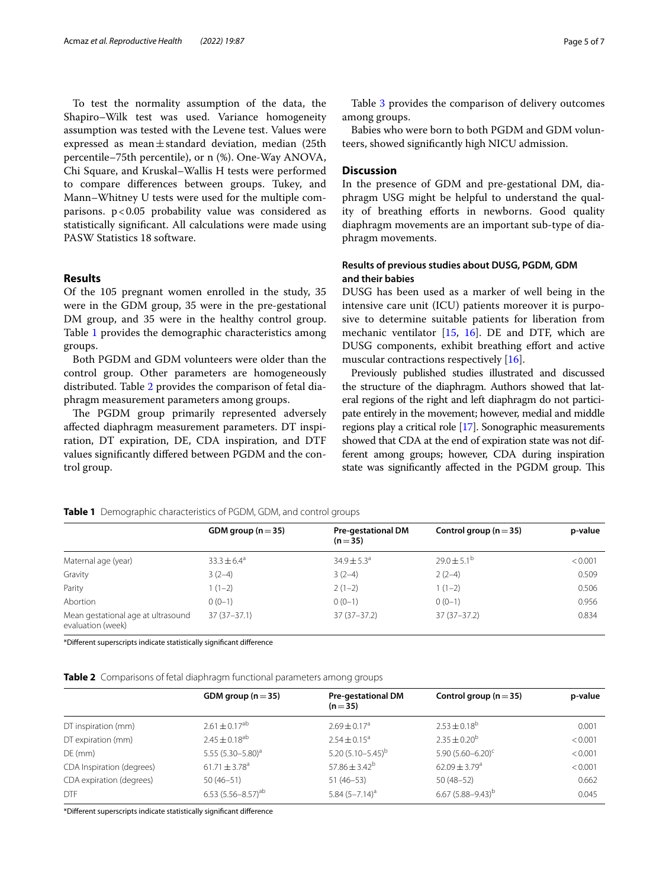To test the normality assumption of the data, the Shapiro–Wilk test was used. Variance homogeneity assumption was tested with the Levene test. Values were expressed as mean ± standard deviation, median (25th percentile–75th percentile), or n (%). One-Way ANOVA, Chi Square, and Kruskal–Wallis H tests were performed to compare differences between groups. Tukey, and Mann–Whitney U tests were used for the multiple comparisons. $p < 0.05$ probability value was considered as statistically significant. All calculations were made using PASW Statistics 18 software.

## Results

Of the 105 pregnant women enrolled in the study, 35 were in the GDM group, 35 were in the pre-gestational DM group, and 35 were in the healthy control group. Table 1 provides the demographic characteristics among groups.

Both PGDM and GDM volunteers were older than the control group. Other parameters are homogeneously distributed. Table 2 provides the comparison of fetal diaphragm measurement parameters among groups.

The PGDM group primarily represented adversely affected diaphragm measurement parameters. DT inspiration, DT expiration, DE, CDA inspiration, and DTF values significantly differed between PGDM and the control group.

Table 3 provides the comparison of delivery outcomes among groups.

Babies who were born to both PGDM and GDM volunteers, showed significantly high NICU admission.

## Discussion

In the presence of GDM and pre-gestational DM, diaphragm USG might be helpful to understand the quality of breathing efforts in newborns. Good quality diaphragm movements are an important sub-type of diaphragm movements.

### Results of previous studies about DUSG, PGDM, GDM and their babies

DUSG has been used as a marker of well being in the intensive care unit (ICU) patients moreover it is purposive to determine suitable patients for liberation from mechanic ventilator [15, 16]. DE and DTF, which are DUSG components, exhibit breathing effort and active muscular contractions respectively [16].

Previously published studies illustrated and discussed the structure of the diaphragm. Authors showed that lateral regions of the right and left diaphragm do not participate entirely in the movement; however, medial and middle regions play a critical role [17]. Sonographic measurements showed that CDA at the end of expiration state was not different among groups; however, CDA during inspiration state was significantly affected in the PGDM group. This

**Table 1** Demographic characteristics of PGDM, GDM, and control groups

| | GDM group (n = 35) | Pre-gestational DM (n = 35) | Control group (n = 35) | p-value |
|---|---|---|---|---|
| Maternal age (year) | 33.3 ± 6.4[a] | 34.9 ± 5.3[a] | 29.0 ± 5.1[b] | < 0.001 |
| Gravity | 3 (2–4) | 3 (2–4) | 2 (2–4) | 0.509 |
| Parity | 1 (1–2) | 2 (1–2) | 1 (1–2) | 0.506 |
| Abortion | 0 (0–1) | 0 (0–1) | 0 (0–1) | 0.956 |
| Mean gestational age at ultrasound evaluation (week) | 37 (37–37.1) | 37 (37–37.2) | 37 (37–37.2) | 0.834 |

*Different superscripts indicate statistically significant difference

**Table 2** Comparisons of fetal diaphragm functional parameters among groups

| | GDM group (n = 35) | Pre-gestational DM (n = 35) | Control group (n = 35) | p-value |
|---|---|---|---|---|
| DT inspiration (mm) | 2.61 ± 0.17[ab] | 2.69 ± 0.17[a] | 2.53 ± 0.18[b] | 0.001 |
| DT expiration (mm) | 2.45 ± 0.18[ab] | 2.54 ± 0.15[a] | 2.35 ± 0.20[b] | < 0.001 |
| DE (mm) | 5.55 (5.30–5.80)[a] | 5.20 (5.10–5.45)[b] | 5.90 (5.60–6.20)[c] | < 0.001 |
| CDA Inspiration (degrees) | 61.71 ± 3.78[a] | 57.86 ± 3.42[b] | 62.09 ± 3.79[a] | < 0.001 |
| CDA expiration (degrees) | 50 (46–51) | 51 (46–53) | 50 (48–52) | 0.662 |
| DTF | 6.53 (5.56–8.57)[ab] | 5.84 (5–7.14)[a] | 6.67 (5.88–9.43)[b] | 0.045 |

*Different superscripts indicate statistically significant difference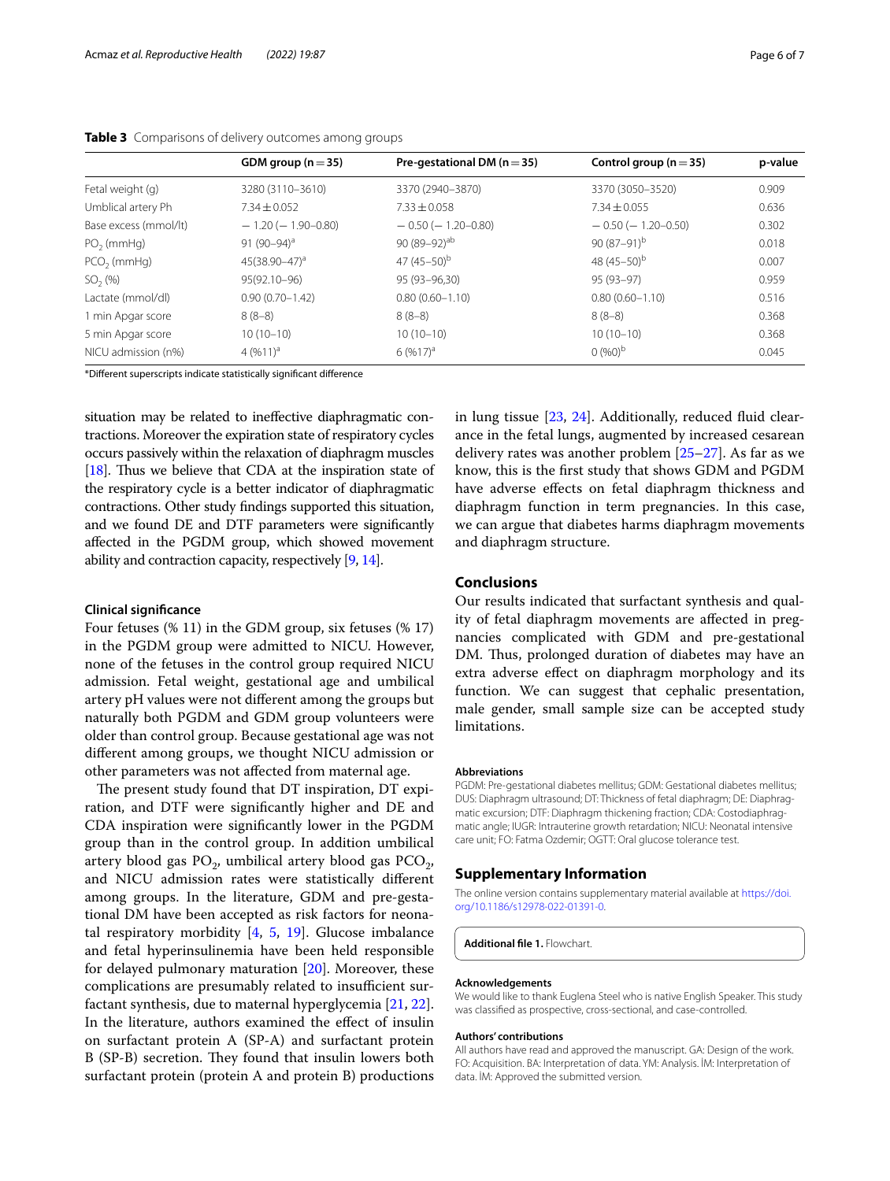**Table 3** Comparisons of delivery outcomes among groups

| | GDM group (n = 35) | Pre-gestational DM (n = 35) | Control group (n = 35) | p-value |
|---|---|---|---|---|
| Fetal weight (g) | 3280 (3110–3610) | 3370 (2940–3870) | 3370 (3050–3520) | 0.909 |
| Umblical artery Ph | 7.34 ± 0.052 | 7.33 ± 0.058 | 7.34 ± 0.055 | 0.636 |
| Base excess (mmol/lt) | − 1.20 (− 1.90–0.80) | − 0.50 (− 1.20–0.80) | − 0.50 (− 1.20–0.50) | 0.302 |
| $PO_2$ (mmHg) | 91 (90–94)[a] | 90 (89–92)[ab] | 90 (87–91)[b] | 0.018 |
| $PCO_2$ (mmHg) | 45(38.90–47)[a] | 47 (45–50)[b] | 48 (45–50)[b] | 0.007 |
| $SO_2$ (%) | 95(92.10–96) | 95 (93–96,30) | 95 (93–97) | 0.959 |
| Lactate (mmol/dl) | 0.90 (0.70–1.42) | 0.80 (0.60–1.10) | 0.80 (0.60–1.10) | 0.516 |
| 1 min Apgar score | 8 (8–8) | 8 (8–8) | 8 (8–8) | 0.368 |
| 5 min Apgar score | 10 (10–10) | 10 (10–10) | 10 (10–10) | 0.368 |
| NICU admission (n%) | 4 (%11)[a] | 6 (%17)[a] | 0 (%0)[b] | 0.045 |

*Different superscripts indicate statistically significant difference

situation may be related to ineffective diaphragmatic contractions. Moreover the expiration state of respiratory cycles occurs passively within the relaxation of diaphragm muscles [18]. Thus we believe that CDA at the inspiration state of the respiratory cycle is a better indicator of diaphragmatic contractions. Other study findings supported this situation, and we found DE and DTF parameters were significantly affected in the PGDM group, which showed movement ability and contraction capacity, respectively [9, 14].

### Clinical significance

Four fetuses (% 11) in the GDM group, six fetuses (% 17) in the PGDM group were admitted to NICU. However, none of the fetuses in the control group required NICU admission. Fetal weight, gestational age and umbilical artery pH values were not different among the groups but naturally both PGDM and GDM group volunteers were older than control group. Because gestational age was not different among groups, we thought NICU admission or other parameters was not affected from maternal age.

The present study found that DT inspiration, DT expiration, and DTF were significantly higher and DE and CDA inspiration were significantly lower in the PGDM group than in the control group. In addition umbilical artery blood gas $PO_2$, umbilical artery blood gas $PCO_2$, and NICU admission rates were statistically different among groups. In the literature, GDM and pre-gestational DM have been accepted as risk factors for neonatal respiratory morbidity [4, 5, 19]. Glucose imbalance and fetal hyperinsulinemia have been held responsible for delayed pulmonary maturation [20]. Moreover, these complications are presumably related to insufficient surfactant synthesis, due to maternal hyperglycemia [21, 22]. In the literature, authors examined the effect of insulin on surfactant protein A (SP-A) and surfactant protein B (SP-B) secretion. They found that insulin lowers both surfactant protein (protein A and protein B) productions in lung tissue [23, 24]. Additionally, reduced fluid clearance in the fetal lungs, augmented by increased cesarean delivery rates was another problem [25–27]. As far as we know, this is the first study that shows GDM and PGDM have adverse effects on fetal diaphragm thickness and diaphragm function in term pregnancies. In this case, we can argue that diabetes harms diaphragm movements and diaphragm structure.

## Conclusions

Our results indicated that surfactant synthesis and quality of fetal diaphragm movements are affected in pregnancies complicated with GDM and pre-gestational DM. Thus, prolonged duration of diabetes may have an extra adverse effect on diaphragm morphology and its function. We can suggest that cephalic presentation, male gender, small sample size can be accepted study limitations.

#### Abbreviations

PGDM: Pre-gestational diabetes mellitus; GDM: Gestational diabetes mellitus; DUS: Diaphragm ultrasound; DT: Thickness of fetal diaphragm; DE: Diaphragmatic excursion; DTF: Diaphragm thickening fraction; CDA: Costodiaphragmatic angle; IUGR: Intrauterine growth retardation; NICU: Neonatal intensive care unit; FO: Fatma Ozdemir; OGTT: Oral glucose tolerance test.

## Supplementary Information

The online version contains supplementary material available at https://doi.org/10.1186/s12978-022-01391-0.

**Additional file 1.** Flowchart.

#### Acknowledgements

We would like to thank Euglena Steel who is native English Speaker. This study was classified as prospective, cross-sectional, and case-controlled.

#### Authors' contributions

All authors have read and approved the manuscript. GA: Design of the work. FO: Acquisition. BA: Interpretation of data. YM: Analysis. İM: Interpretation of data. İM: Approved the submitted version.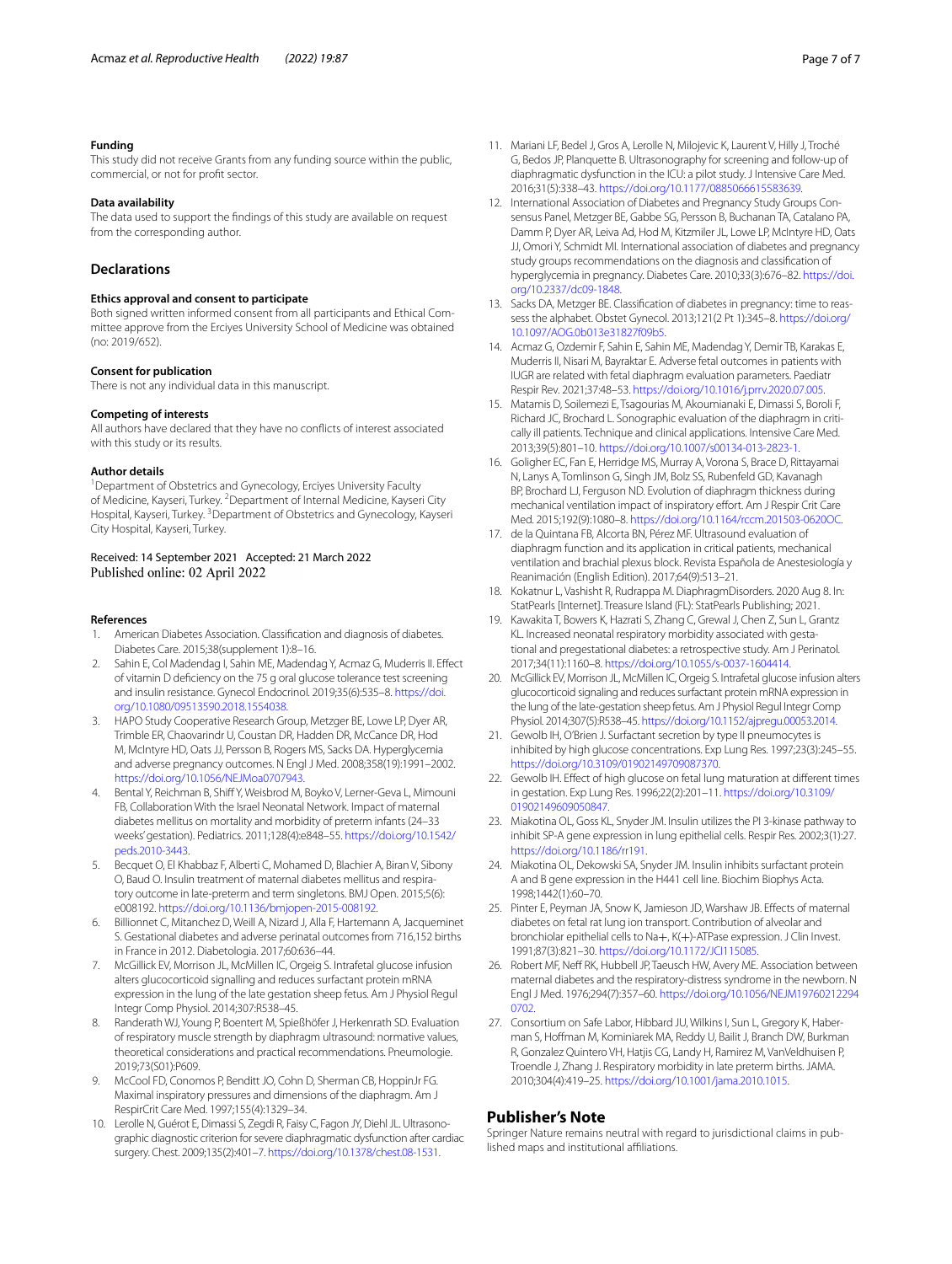### Funding

This study did not receive Grants from any funding source within the public, commercial, or not for profit sector.

### Data availability

The data used to support the findings of this study are available on request from the corresponding author.

## Declarations

### Ethics approval and consent to participate

Both signed written informed consent from all participants and Ethical Committee approve from the Erciyes University School of Medicine was obtained (no: 2019/652).

### Consent for publication

There is not any individual data in this manuscript.

### Competing of interests

All authors have declared that they have no conficts of interest associated with this study or its results.

### Author details

[1]Department of Obstetrics and Gynecology, Erciyes University Faculty of Medicine, Kayseri, Turkey. [2]Department of Internal Medicine, Kayseri City Hospital, Kayseri, Turkey. [3]Department of Obstetrics and Gynecology, Kayseri City Hospital, Kayseri, Turkey.

Received: 14 September 2021 Accepted: 21 March 2022
Published online: 02 April 2022

### References

1. American Diabetes Association. Classification and diagnosis of diabetes. Diabetes Care. 2015;38(supplement 1):8–16.
2. Sahin E, Col Madendag I, Sahin ME, Madendag Y, Acmaz G, Muderris II. Effect of vitamin D deficiency on the 75 g oral glucose tolerance test screening and insulin resistance. Gynecol Endocrinol. 2019;35(6):535–8. https://doi.org/10.1080/09513590.2018.1554038.
3. HAPO Study Cooperative Research Group, Metzger BE, Lowe LP, Dyer AR, Trimble ER, Chaovarindr U, Coustan DR, Hadden DR, McCance DR, Hod M, McIntyre HD, Oats JJ, Persson B, Rogers MS, Sacks DA. Hyperglycemia and adverse pregnancy outcomes. N Engl J Med. 2008;358(19):1991–2002. https://doi.org/10.1056/NEJMoa0707943.
4. Bental Y, Reichman B, Shiff Y, Weisbrod M, Boyko V, Lerner-Geva L, Mimouni FB, Collaboration With the Israel Neonatal Network. Impact of maternal diabetes mellitus on mortality and morbidity of preterm infants (24–33 weeks' gestation). Pediatrics. 2011;128(4):e848–55. https://doi.org/10.1542/peds.2010-3443.
5. Becquet O, El Khabbaz F, Alberti C, Mohamed D, Blachier A, Biran V, Sibony O, Baud O. Insulin treatment of maternal diabetes mellitus and respiratory outcome in late-preterm and term singletons. BMJ Open. 2015;5(6):e008192. https://doi.org/10.1136/bmjopen-2015-008192.
6. Billionnet C, Mitanchez D, Weill A, Nizard J, Alla F, Hartemann A, Jacqueminet S. Gestational diabetes and adverse perinatal outcomes from 716,152 births in France in 2012. Diabetologia. 2017;60:636–44.
7. McGillick EV, Morrison JL, McMillen IC, Orgeig S. Intrafetal glucose infusion alters glucocorticoid signalling and reduces surfactant protein mRNA expression in the lung of the late gestation sheep fetus. Am J Physiol Regul Integr Comp Physiol. 2014;307:R538–45.
8. Randerath WJ, Young P, Boentert M, Spießhöfer J, Herkenrath SD. Evaluation of respiratory muscle strength by diaphragm ultrasound: normative values, theoretical considerations and practical recommendations. Pneumologie. 2019;73(S01):P609.
9. McCool FD, Conomos P, Benditt JO, Cohn D, Sherman CB, HoppinJr FG. Maximal inspiratory pressures and dimensions of the diaphragm. Am J RespirCrit Care Med. 1997;155(4):1329–34.
10. Lerolle N, Guérot E, Dimassi S, Zegdi R, Faisy C, Fagon JY, Diehl JL. Ultrasonographic diagnostic criterion for severe diaphragmatic dysfunction after cardiac surgery. Chest. 2009;135(2):401–7. https://doi.org/10.1378/chest.08-1531.
11. Mariani LF, Bedel J, Gros A, Lerolle N, Milojevic K, Laurent V, Hilly J, Troché G, Bedos JP, Planquette B. Ultrasonography for screening and follow-up of diaphragmatic dysfunction in the ICU: a pilot study. J Intensive Care Med. 2016;31(5):338–43. https://doi.org/10.1177/0885066615583639.
12. International Association of Diabetes and Pregnancy Study Groups Consensus Panel, Metzger BE, Gabbe SG, Persson B, Buchanan TA, Catalano PA, Damm P, Dyer AR, Leiva Ad, Hod M, Kitzmiler JL, Lowe LP, McIntyre HD, Oats JJ, Omori Y, Schmidt MI. International association of diabetes and pregnancy study groups recommendations on the diagnosis and classification of hyperglycemia in pregnancy. Diabetes Care. 2010;33(3):676–82. https://doi.org/10.2337/dc09-1848.
13. Sacks DA, Metzger BE. Classification of diabetes in pregnancy: time to reassess the alphabet. Obstet Gynecol. 2013;121(2 Pt 1):345–8. https://doi.org/10.1097/AOG.0b013e31827f09b5.
14. Acmaz G, Ozdemir F, Sahin E, Sahin ME, Madendag Y, Demir TB, Karakas E, Muderris II, Nisari M, Bayraktar E. Adverse fetal outcomes in patients with IUGR are related with fetal diaphragm evaluation parameters. Paediatr Respir Rev. 2021;37:48–53. https://doi.org/10.1016/j.prrv.2020.07.005.
15. Matamis D, Soilemezi E, Tsagourias M, Akoumianaki E, Dimassi S, Boroli F, Richard JC, Brochard L. Sonographic evaluation of the diaphragm in critically ill patients. Technique and clinical applications. Intensive Care Med. 2013;39(5):801–10. https://doi.org/10.1007/s00134-013-2823-1.
16. Goligher EC, Fan E, Herridge MS, Murray A, Vorona S, Brace D, Rittayamai N, Lanys A, Tomlinson G, Singh JM, Bolz SS, Rubenfeld GD, Kavanagh BP, Brochard LJ, Ferguson ND. Evolution of diaphragm thickness during mechanical ventilation impact of inspiratory effort. Am J Respir Crit Care Med. 2015;192(9):1080–8. https://doi.org/10.1164/rccm.201503-0620OC.
17. de la Quintana FB, Alcorta BN, Pérez MF. Ultrasound evaluation of diaphragm function and its application in critical patients, mechanical ventilation and brachial plexus block. Revista Española de Anestesiología y Reanimación (English Edition). 2017;64(9):513–21.
18. Kokatnur L, Vashisht R, Rudrappa M. DiaphragmDisorders. 2020 Aug 8. In: StatPearls [Internet]. Treasure Island (FL): StatPearls Publishing; 2021.
19. Kawakita T, Bowers K, Hazrati S, Zhang C, Grewal J, Chen Z, Sun L, Grantz KL. Increased neonatal respiratory morbidity associated with gestational and pregestational diabetes: a retrospective study. Am J Perinatol. 2017;34(11):1160–8. https://doi.org/10.1055/s-0037-1604414.
20. McGillick EV, Morrison JL, McMillen IC, Orgeig S. Intrafetal glucose infusion alters glucocorticoid signaling and reduces surfactant protein mRNA expression in the lung of the late-gestation sheep fetus. Am J Physiol Regul Integr Comp Physiol. 2014;307(5):R538–45. https://doi.org/10.1152/ajpregu.00053.2014.
21. Gewolb IH, O'Brien J. Surfactant secretion by type II pneumocytes is inhibited by high glucose concentrations. Exp Lung Res. 1997;23(3):245–55. https://doi.org/10.3109/01902149709087370.
22. Gewolb IH. Effect of high glucose on fetal lung maturation at different times in gestation. Exp Lung Res. 1996;22(2):201–11. https://doi.org/10.3109/01902149609050847.
23. Miakotina OL, Goss KL, Snyder JM. Insulin utilizes the PI 3-kinase pathway to inhibit SP-A gene expression in lung epithelial cells. Respir Res. 2002;3(1):27. https://doi.org/10.1186/rr191.
24. Miakotina OL, Dekowski SA, Snyder JM. Insulin inhibits surfactant protein A and B gene expression in the H441 cell line. Biochim Biophys Acta. 1998;1442(1):60–70.
25. Pinter E, Peyman JA, Snow K, Jamieson JD, Warshaw JB. Effects of maternal diabetes on fetal rat lung ion transport. Contribution of alveolar and bronchiolar epithelial cells to Na+, K(+)-ATPase expression. J Clin Invest. 1991;87(3):821–30. https://doi.org/10.1172/JCI115085.
26. Robert MF, Neff RK, Hubbell JP, Taeusch HW, Avery ME. Association between maternal diabetes and the respiratory-distress syndrome in the newborn. N Engl J Med. 1976;294(7):357–60. https://doi.org/10.1056/NEJM197602122940702.
27. Consortium on Safe Labor, Hibbard JU, Wilkins I, Sun L, Gregory K, Haberman S, Hoffman M, Kominiarek MA, Reddy U, Bailit J, Branch DW, Burkman R, Gonzalez Quintero VH, Hatjis CG, Landy H, Ramirez M, VanVeldhuisen P, Troendle J, Zhang J. Respiratory morbidity in late preterm births. JAMA. 2010;304(4):419–25. https://doi.org/10.1001/jama.2010.1015.

## Publisher's Note

Springer Nature remains neutral with regard to jurisdictional claims in published maps and institutional affiliations.